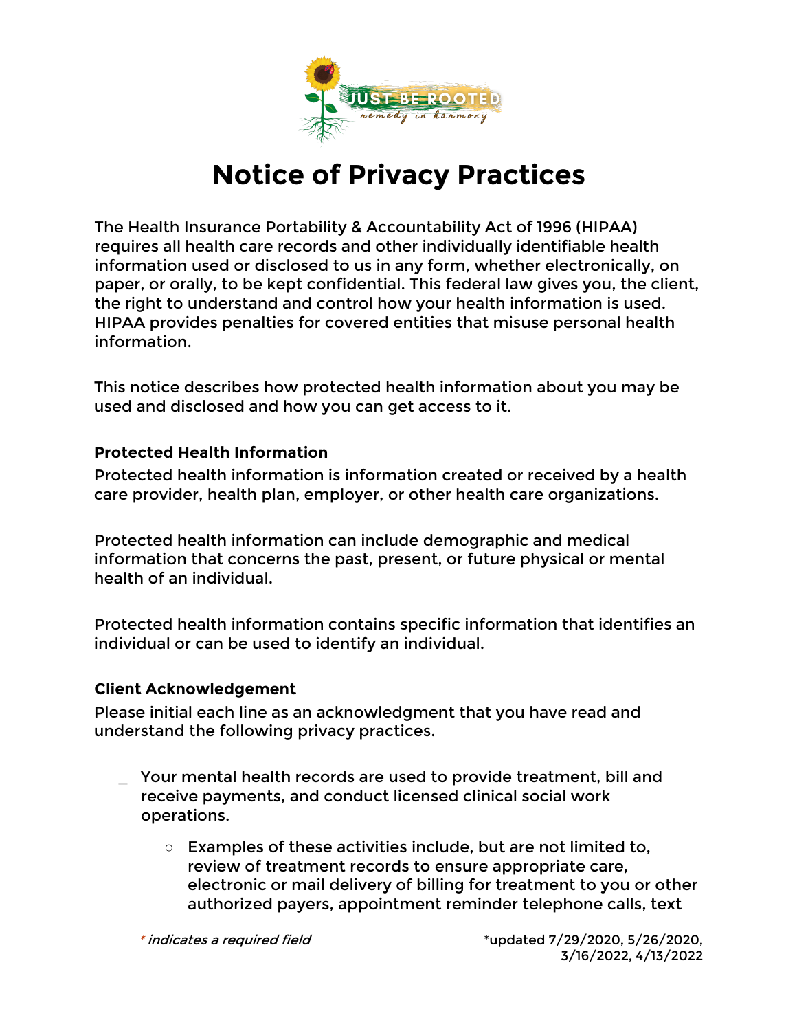# Notice of Privacy Practices

The Health Insurance Portability & Accountability Act of 1996 (HIPAA) requires all health care records and other individually identifiable health information used or disclosed to us in any form, whether electronically, on paper, or orally, to be kept confidential. This federal law gives you, the client, the right to understand and control how your health information is used. HIPAA provides penalties for covered entities that misuse personal health information.

This notice describes how protected health information about you may be used and disclosed and how you can get access to it.

### Protected Health Information

Protected health information is information created or received by a health care provider, health plan, employer, or other health care organizations.

Protected health information can include demographic and medical information that concerns the past, present, or future physical or mental health of an individual.

Protected health information contains specific information that identifies an individual or can be used to identify an individual.

### Client Acknowledgement

Please initial each line as an acknowledgment that you have read and understand the following privacy practices.

_ Your mental health records are used to provide treatment, bill and receive payments, and conduct licensed clinical social work operations.

- Examples of these activities include, but are not limited to, review of treatment records to ensure appropriate care, electronic or mail delivery of billing for treatment to you or other authorized payers, appointment reminder telephone calls, text

*\* indicates a required field*

*updated 7/29/2020, 5/26/2020, 3/16/2022, 4/13/2022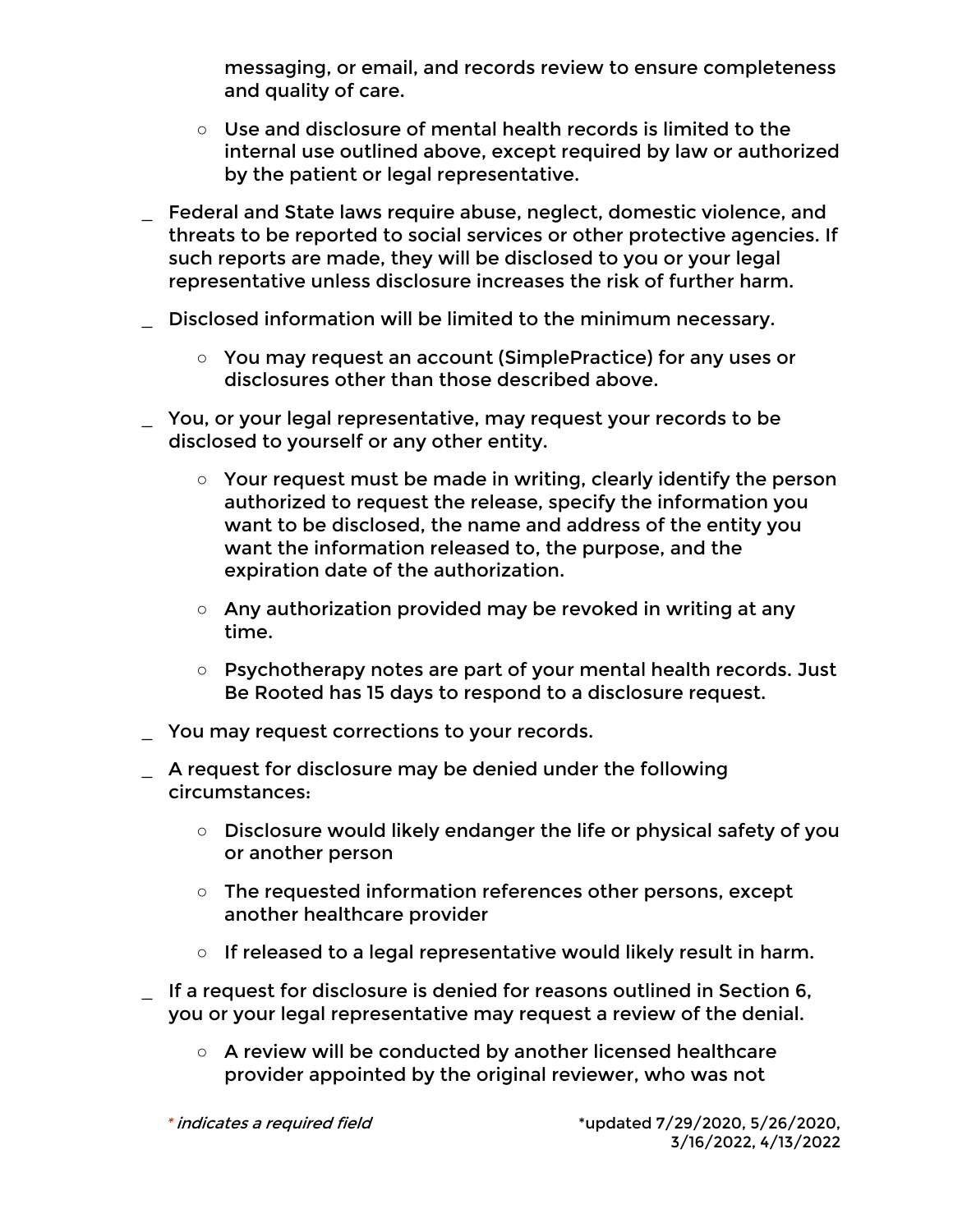messaging, or email, and records review to ensure completeness and quality of care.

  - Use and disclosure of mental health records is limited to the internal use outlined above, except required by law or authorized by the patient or legal representative.

_ Federal and State laws require abuse, neglect, domestic violence, and threats to be reported to social services or other protective agencies. If such reports are made, they will be disclosed to you or your legal representative unless disclosure increases the risk of further harm.

_ Disclosed information will be limited to the minimum necessary.

  - You may request an account (SimplePractice) for any uses or disclosures other than those described above.

_ You, or your legal representative, may request your records to be disclosed to yourself or any other entity.

  - Your request must be made in writing, clearly identify the person authorized to request the release, specify the information you want to be disclosed, the name and address of the entity you want the information released to, the purpose, and the expiration date of the authorization.
  - Any authorization provided may be revoked in writing at any time.
  - Psychotherapy notes are part of your mental health records. Just Be Rooted has 15 days to respond to a disclosure request.

_ You may request corrections to your records.

_ A request for disclosure may be denied under the following circumstances:

  - Disclosure would likely endanger the life or physical safety of you or another person
  - The requested information references other persons, except another healthcare provider
  - If released to a legal representative would likely result in harm.

_ If a request for disclosure is denied for reasons outlined in Section 6, you or your legal representative may request a review of the denial.

  - A review will be conducted by another licensed healthcare provider appointed by the original reviewer, who was not

*\* indicates a required field*

*updated 7/29/2020, 5/26/2020, 3/16/2022, 4/13/2022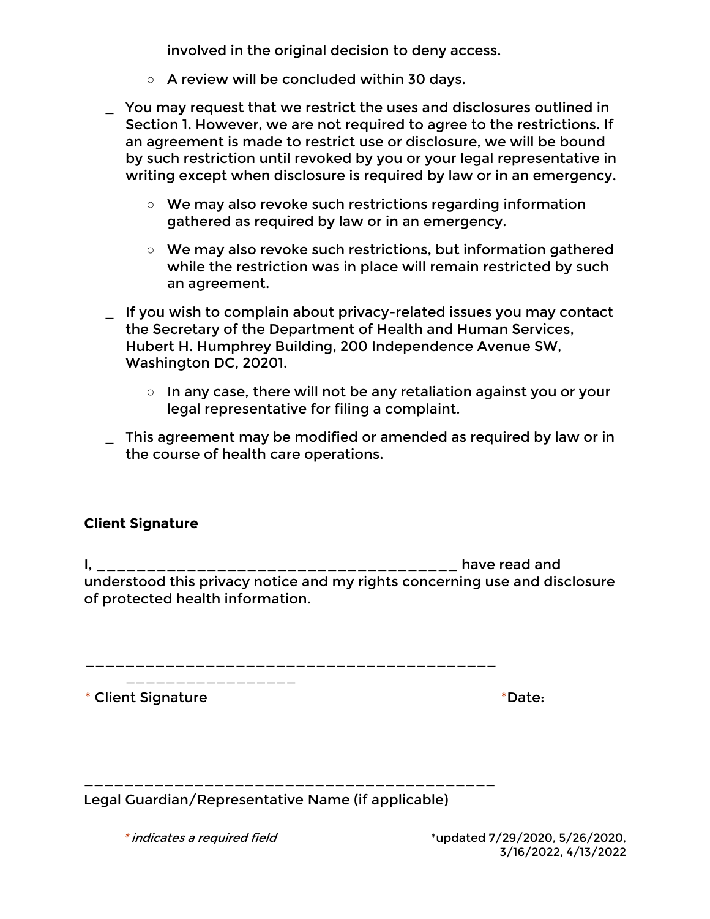involved in the original decision to deny access.

- A review will be concluded within 30 days.

_ You may request that we restrict the uses and disclosures outlined in Section 1. However, we are not required to agree to the restrictions. If an agreement is made to restrict use or disclosure, we will be bound by such restriction until revoked by you or your legal representative in writing except when disclosure is required by law or in an emergency.

- We may also revoke such restrictions regarding information gathered as required by law or in an emergency.
- We may also revoke such restrictions, but information gathered while the restriction was in place will remain restricted by such an agreement.

_ If you wish to complain about privacy-related issues you may contact the Secretary of the Department of Health and Human Services, Hubert H. Humphrey Building, 200 Independence Avenue SW, Washington DC, 20201.

- In any case, there will not be any retaliation against you or your legal representative for filing a complaint.

_ This agreement may be modified or amended as required by law or in the course of health care operations.

**Client Signature**

I, ________________________________________ have read and understood this privacy notice and my rights concerning use and disclosure of protected health information.

____________________________________________ __________________

* Client Signature *Date:

____________________________________________

Legal Guardian/Representative Name (if applicable)

* *indicates a required field*

*updated 7/29/2020, 5/26/2020, 3/16/2022, 4/13/2022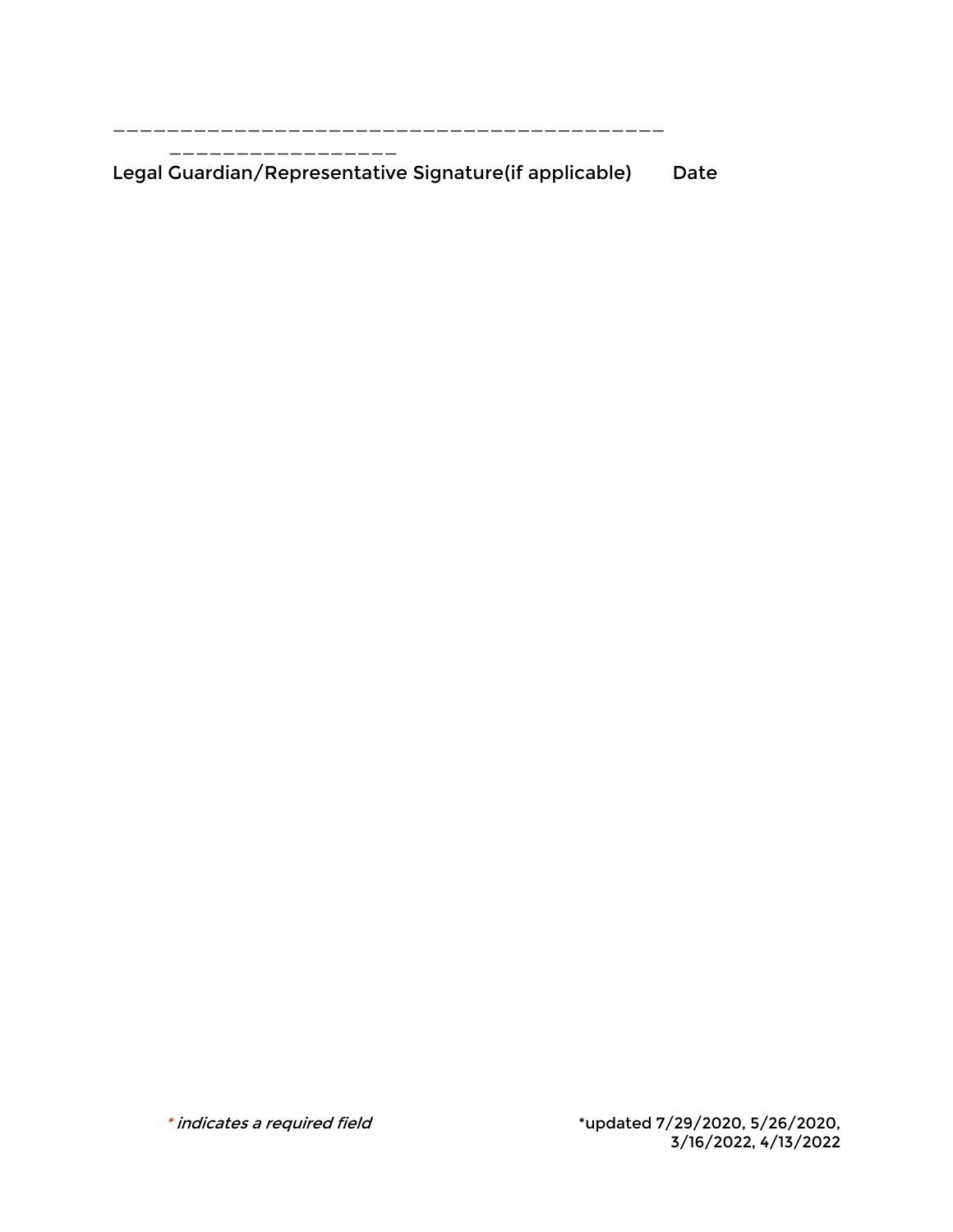\_\_\_\_\_\_\_\_\_\_\_\_\_\_\_\_\_\_\_\_\_\_\_\_\_\_\_\_\_\_\_\_\_\_\_\_\_\_\_\_\_\_\_\_ \_\_\_\_\_\_\_\_\_\_\_\_\_\_\_\_\_\_\_\_

Legal Guardian/Representative Signature(if applicable)     Date

*\* indicates a required field*

\*updated 7/29/2020, 5/26/2020, 3/16/2022, 4/13/2022